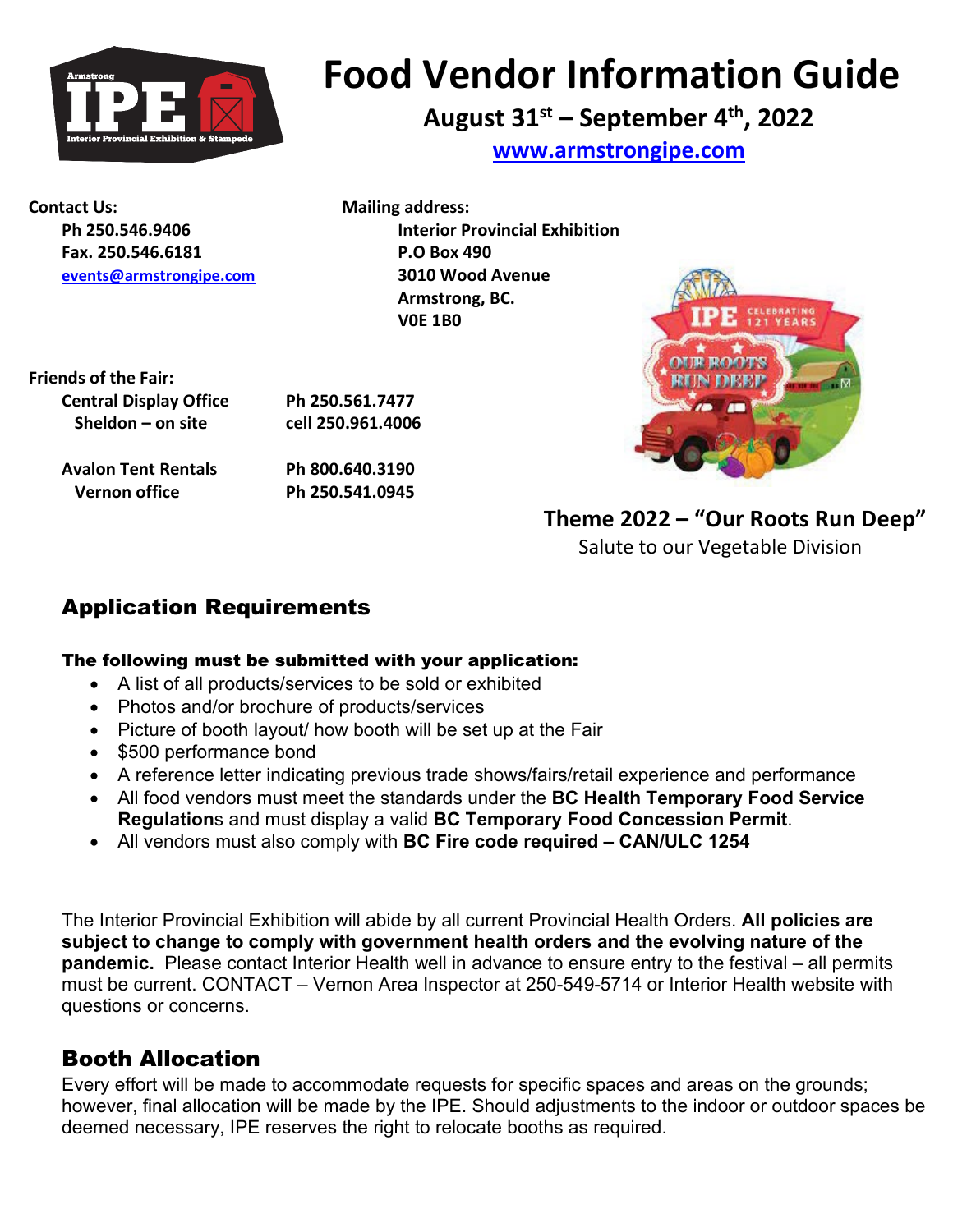# Food Vendor Information Guide

**August 31st – September 4th, 2022**

**www.armstrongipe.com**

**Contact Us:**
**Ph 250.546.9406**
**Fax. 250.546.6181**
**events@armstrongipe.com**

**Mailing address:**
**Interior Provincial Exhibition**
**P.O Box 490**
**3010 Wood Avenue**
**Armstrong, BC.**
**V0E 1B0**

**Friends of the Fair:**

| | |
|---|---|
| **Central Display Office** | **Ph 250.561.7477** |
| **Sheldon – on site** | **cell 250.961.4006** |
| **Avalon Tent Rentals** | **Ph 800.640.3190** |
| **Vernon office** | **Ph 250.541.0945** |

**Theme 2022 – "Our Roots Run Deep"**
Salute to our Vegetable Division

## Application Requirements

**The following must be submitted with your application:**

- A list of all products/services to be sold or exhibited
- Photos and/or brochure of products/services
- Picture of booth layout/ how booth will be set up at the Fair
- $500 performance bond
- A reference letter indicating previous trade shows/fairs/retail experience and performance
- All food vendors must meet the standards under the **BC Health Temporary Food Service Regulation**s and must display a valid **BC Temporary Food Concession Permit**.
- All vendors must also comply with **BC Fire code required – CAN/ULC 1254**

The Interior Provincial Exhibition will abide by all current Provincial Health Orders. **All policies are subject to change to comply with government health orders and the evolving nature of the pandemic.** Please contact Interior Health well in advance to ensure entry to the festival – all permits must be current. CONTACT – Vernon Area Inspector at 250-549-5714 or Interior Health website with questions or concerns.

## Booth Allocation

Every effort will be made to accommodate requests for specific spaces and areas on the grounds; however, final allocation will be made by the IPE. Should adjustments to the indoor or outdoor spaces be deemed necessary, IPE reserves the right to relocate booths as required.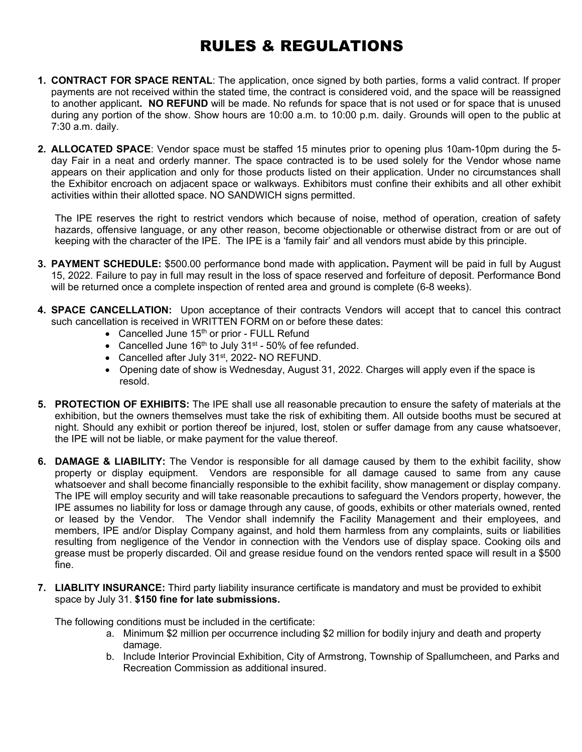# RULES & REGULATIONS

1. **CONTRACT FOR SPACE RENTAL**: The application, once signed by both parties, forms a valid contract. If proper payments are not received within the stated time, the contract is considered void, and the space will be reassigned to another applicant**. NO REFUND** will be made. No refunds for space that is not used or for space that is unused during any portion of the show. Show hours are 10:00 a.m. to 10:00 p.m. daily. Grounds will open to the public at 7:30 a.m. daily.

2. **ALLOCATED SPACE**: Vendor space must be staffed 15 minutes prior to opening plus 10am-10pm during the 5-day Fair in a neat and orderly manner. The space contracted is to be used solely for the Vendor whose name appears on their application and only for those products listed on their application. Under no circumstances shall the Exhibitor encroach on adjacent space or walkways. Exhibitors must confine their exhibits and all other exhibit activities within their allotted space. NO SANDWICH signs permitted.

   The IPE reserves the right to restrict vendors which because of noise, method of operation, creation of safety hazards, offensive language, or any other reason, become objectionable or otherwise distract from or are out of keeping with the character of the IPE. The IPE is a 'family fair' and all vendors must abide by this principle.

3. **PAYMENT SCHEDULE:** $500.00 performance bond made with application**.** Payment will be paid in full by August 15, 2022. Failure to pay in full may result in the loss of space reserved and forfeiture of deposit. Performance Bond will be returned once a complete inspection of rented area and ground is complete (6-8 weeks).

4. **SPACE CANCELLATION:** Upon acceptance of their contracts Vendors will accept that to cancel this contract such cancellation is received in WRITTEN FORM on or before these dates:
   - Cancelled June 15th or prior - FULL Refund
   - Cancelled June 16th to July 31st - 50% of fee refunded.
   - Cancelled after July 31st, 2022- NO REFUND.
   - Opening date of show is Wednesday, August 31, 2022. Charges will apply even if the space is resold.

5. **PROTECTION OF EXHIBITS:** The IPE shall use all reasonable precaution to ensure the safety of materials at the exhibition, but the owners themselves must take the risk of exhibiting them. All outside booths must be secured at night. Should any exhibit or portion thereof be injured, lost, stolen or suffer damage from any cause whatsoever, the IPE will not be liable, or make payment for the value thereof.

6. **DAMAGE & LIABILITY:** The Vendor is responsible for all damage caused by them to the exhibit facility, show property or display equipment. Vendors are responsible for all damage caused to same from any cause whatsoever and shall become financially responsible to the exhibit facility, show management or display company. The IPE will employ security and will take reasonable precautions to safeguard the Vendors property, however, the IPE assumes no liability for loss or damage through any cause, of goods, exhibits or other materials owned, rented or leased by the Vendor. The Vendor shall indemnify the Facility Management and their employees, and members, IPE and/or Display Company against, and hold them harmless from any complaints, suits or liabilities resulting from negligence of the Vendor in connection with the Vendors use of display space. Cooking oils and grease must be properly discarded. Oil and grease residue found on the vendors rented space will result in a $500 fine.

7. **LIABLITY INSURANCE:** Third party liability insurance certificate is mandatory and must be provided to exhibit space by July 31. **$150 fine for late submissions.**

   The following conditions must be included in the certificate:
   a. Minimum $2 million per occurrence including $2 million for bodily injury and death and property damage.
   b. Include Interior Provincial Exhibition, City of Armstrong, Township of Spallumcheen, and Parks and Recreation Commission as additional insured.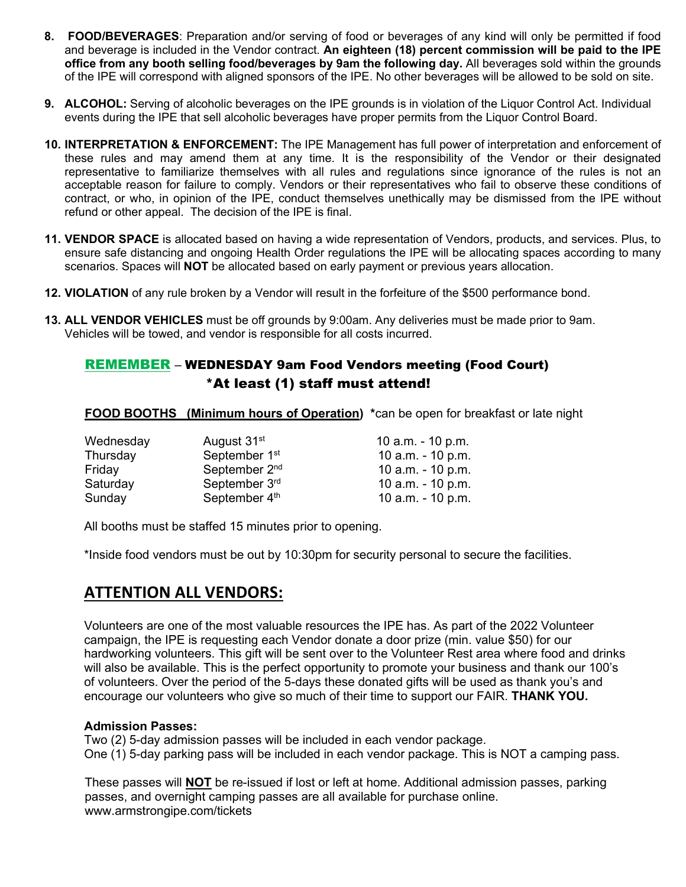8. **FOOD/BEVERAGES**: Preparation and/or serving of food or beverages of any kind will only be permitted if food and beverage is included in the Vendor contract. **An eighteen (18) percent commission will be paid to the IPE office from any booth selling food/beverages by 9am the following day.** All beverages sold within the grounds of the IPE will correspond with aligned sponsors of the IPE. No other beverages will be allowed to be sold on site.

9. **ALCOHOL:** Serving of alcoholic beverages on the IPE grounds is in violation of the Liquor Control Act. Individual events during the IPE that sell alcoholic beverages have proper permits from the Liquor Control Board.

10. **INTERPRETATION & ENFORCEMENT:** The IPE Management has full power of interpretation and enforcement of these rules and may amend them at any time. It is the responsibility of the Vendor or their designated representative to familiarize themselves with all rules and regulations since ignorance of the rules is not an acceptable reason for failure to comply. Vendors or their representatives who fail to observe these conditions of contract, or who, in opinion of the IPE, conduct themselves unethically may be dismissed from the IPE without refund or other appeal. The decision of the IPE is final.

11. **VENDOR SPACE** is allocated based on having a wide representation of Vendors, products, and services. Plus, to ensure safe distancing and ongoing Health Order regulations the IPE will be allocating spaces according to many scenarios. Spaces will **NOT** be allocated based on early payment or previous years allocation.

12. **VIOLATION** of any rule broken by a Vendor will result in the forfeiture of the $500 performance bond.

13. **ALL VENDOR VEHICLES** must be off grounds by 9:00am. Any deliveries must be made prior to 9am. Vehicles will be towed, and vendor is responsible for all costs incurred.

**REMEMBER – WEDNESDAY 9am Food Vendors meeting (Food Court)**
**\*At least (1) staff must attend!**

**FOOD BOOTHS (Minimum hours of Operation)** *can be open for breakfast or late night

| | | |
|---|---|---|
| Wednesday | August 31st | 10 a.m. - 10 p.m. |
| Thursday | September 1st | 10 a.m. - 10 p.m. |
| Friday | September 2nd | 10 a.m. - 10 p.m. |
| Saturday | September 3rd | 10 a.m. - 10 p.m. |
| Sunday | September 4th | 10 a.m. - 10 p.m. |

All booths must be staffed 15 minutes prior to opening.

*Inside food vendors must be out by 10:30pm for security personal to secure the facilities.

## ATTENTION ALL VENDORS:

Volunteers are one of the most valuable resources the IPE has. As part of the 2022 Volunteer campaign, the IPE is requesting each Vendor donate a door prize (min. value $50) for our hardworking volunteers. This gift will be sent over to the Volunteer Rest area where food and drinks will also be available. This is the perfect opportunity to promote your business and thank our 100's of volunteers. Over the period of the 5-days these donated gifts will be used as thank you's and encourage our volunteers who give so much of their time to support our FAIR. **THANK YOU.**

**Admission Passes:**
Two (2) 5-day admission passes will be included in each vendor package.
One (1) 5-day parking pass will be included in each vendor package. This is NOT a camping pass.

These passes will **NOT** be re-issued if lost or left at home. Additional admission passes, parking passes, and overnight camping passes are all available for purchase online. www.armstrongipe.com/tickets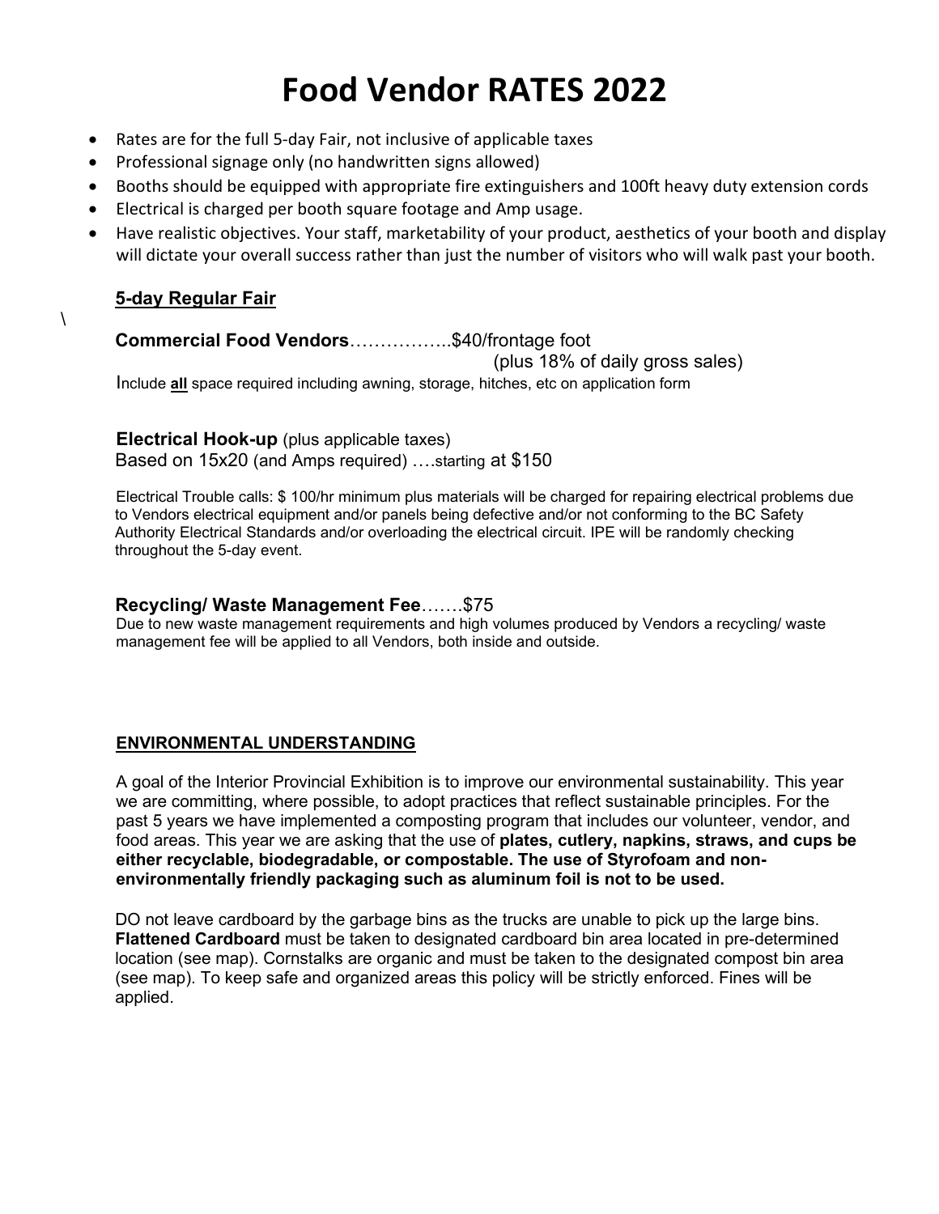# Food Vendor RATES 2022

- Rates are for the full 5-day Fair, not inclusive of applicable taxes
- Professional signage only (no handwritten signs allowed)
- Booths should be equipped with appropriate fire extinguishers and 100ft heavy duty extension cords
- Electrical is charged per booth square footage and Amp usage.
- Have realistic objectives. Your staff, marketability of your product, aesthetics of your booth and display will dictate your overall success rather than just the number of visitors who will walk past your booth.

## 5-day Regular Fair

\

**Commercial Food Vendors**……………..$40/frontage foot
(plus 18% of daily gross sales)

Include **all** space required including awning, storage, hitches, etc on application form

**Electrical Hook-up** (plus applicable taxes)
Based on 15x20 (and Amps required) ….starting at $150

Electrical Trouble calls: $ 100/hr minimum plus materials will be charged for repairing electrical problems due to Vendors electrical equipment and/or panels being defective and/or not conforming to the BC Safety Authority Electrical Standards and/or overloading the electrical circuit. IPE will be randomly checking throughout the 5-day event.

**Recycling/ Waste Management Fee**…….$75
Due to new waste management requirements and high volumes produced by Vendors a recycling/ waste management fee will be applied to all Vendors, both inside and outside.

### ENVIRONMENTAL UNDERSTANDING

A goal of the Interior Provincial Exhibition is to improve our environmental sustainability. This year we are committing, where possible, to adopt practices that reflect sustainable principles. For the past 5 years we have implemented a composting program that includes our volunteer, vendor, and food areas. This year we are asking that the use of **plates, cutlery, napkins, straws, and cups be either recyclable, biodegradable, or compostable. The use of Styrofoam and non-environmentally friendly packaging such as aluminum foil is not to be used.**

DO not leave cardboard by the garbage bins as the trucks are unable to pick up the large bins. **Flattened Cardboard** must be taken to designated cardboard bin area located in pre-determined location (see map). Cornstalks are organic and must be taken to the designated compost bin area (see map). To keep safe and organized areas this policy will be strictly enforced. Fines will be applied.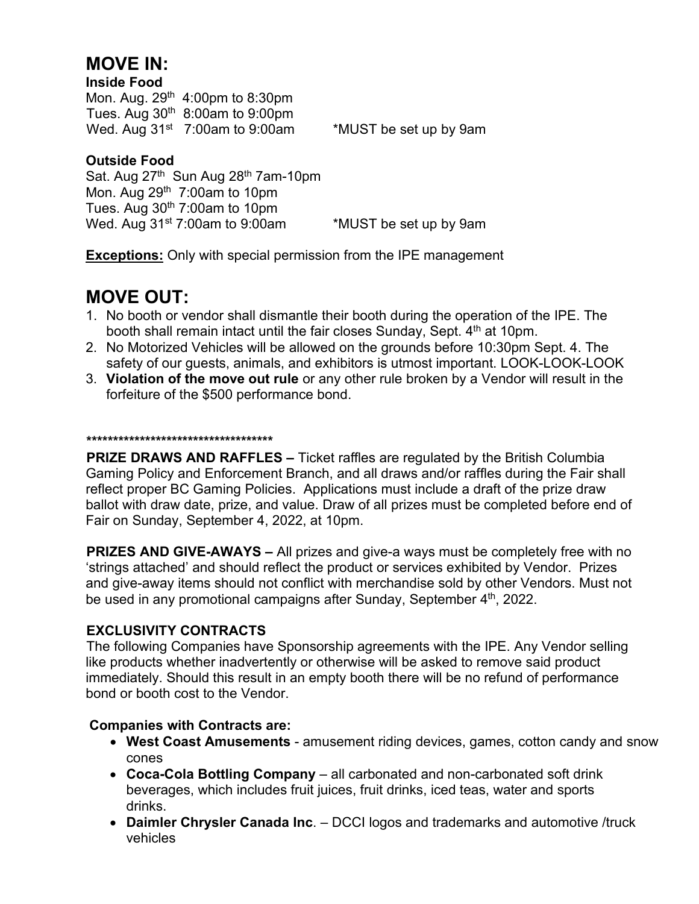# MOVE IN:

**Inside Food**

Mon. Aug. 29th 4:00pm to 8:30pm
Tues. Aug 30th 8:00am to 9:00pm
Wed. Aug 31st 7:00am to 9:00am *MUST be set up by 9am

**Outside Food**

Sat. Aug 27th Sun Aug 28th 7am-10pm
Mon. Aug 29th 7:00am to 10pm
Tues. Aug 30th 7:00am to 10pm
Wed. Aug 31st 7:00am to 9:00am *MUST be set up by 9am

**Exceptions:** Only with special permission from the IPE management

# MOVE OUT:

1. No booth or vendor shall dismantle their booth during the operation of the IPE. The booth shall remain intact until the fair closes Sunday, Sept. 4th at 10pm.
2. No Motorized Vehicles will be allowed on the grounds before 10:30pm Sept. 4. The safety of our guests, animals, and exhibitors is utmost important. LOOK-LOOK-LOOK
3. **Violation of the move out rule** or any other rule broken by a Vendor will result in the forfeiture of the $500 performance bond.

************************************

**PRIZE DRAWS AND RAFFLES –** Ticket raffles are regulated by the British Columbia Gaming Policy and Enforcement Branch, and all draws and/or raffles during the Fair shall reflect proper BC Gaming Policies. Applications must include a draft of the prize draw ballot with draw date, prize, and value. Draw of all prizes must be completed before end of Fair on Sunday, September 4, 2022, at 10pm.

**PRIZES AND GIVE-AWAYS –** All prizes and give-a ways must be completely free with no 'strings attached' and should reflect the product or services exhibited by Vendor. Prizes and give-away items should not conflict with merchandise sold by other Vendors. Must not be used in any promotional campaigns after Sunday, September 4th, 2022.

**EXCLUSIVITY CONTRACTS**

The following Companies have Sponsorship agreements with the IPE. Any Vendor selling like products whether inadvertently or otherwise will be asked to remove said product immediately. Should this result in an empty booth there will be no refund of performance bond or booth cost to the Vendor.

**Companies with Contracts are:**

- **West Coast Amusements** - amusement riding devices, games, cotton candy and snow cones
- **Coca-Cola Bottling Company** – all carbonated and non-carbonated soft drink beverages, which includes fruit juices, fruit drinks, iced teas, water and sports drinks.
- **Daimler Chrysler Canada Inc**. – DCCI logos and trademarks and automotive /truck vehicles